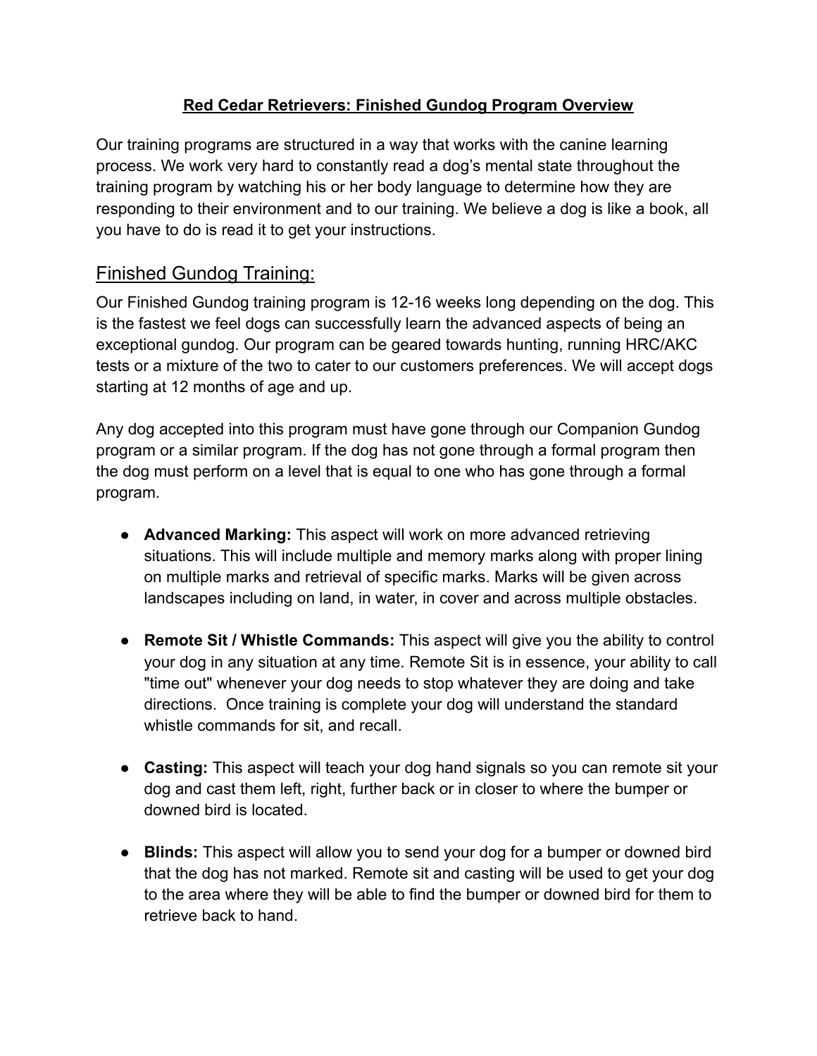# **Red Cedar Retrievers: Finished Gundog Program Overview**

Our training programs are structured in a way that works with the canine learning process. We work very hard to constantly read a dog's mental state throughout the training program by watching his or her body language to determine how they are responding to their environment and to our training. We believe a dog is like a book, all you have to do is read it to get your instructions.

## Finished Gundog Training:

Our Finished Gundog training program is 12-16 weeks long depending on the dog. This is the fastest we feel dogs can successfully learn the advanced aspects of being an exceptional gundog. Our program can be geared towards hunting, running HRC/AKC tests or a mixture of the two to cater to our customers preferences. We will accept dogs starting at 12 months of age and up.

Any dog accepted into this program must have gone through our Companion Gundog program or a similar program. If the dog has not gone through a formal program then the dog must perform on a level that is equal to one who has gone through a formal program.

- **Advanced Marking:** This aspect will work on more advanced retrieving situations. This will include multiple and memory marks along with proper lining on multiple marks and retrieval of specific marks. Marks will be given across landscapes including on land, in water, in cover and across multiple obstacles.
- **Remote Sit / Whistle Commands:** This aspect will give you the ability to control your dog in any situation at any time. Remote Sit is in essence, your ability to call "time out" whenever your dog needs to stop whatever they are doing and take directions. Once training is complete your dog will understand the standard whistle commands for sit, and recall.
- **Casting:** This aspect will teach your dog hand signals so you can remote sit your dog and cast them left, right, further back or in closer to where the bumper or downed bird is located.
- **Blinds:** This aspect will allow you to send your dog for a bumper or downed bird that the dog has not marked. Remote sit and casting will be used to get your dog to the area where they will be able to find the bumper or downed bird for them to retrieve back to hand.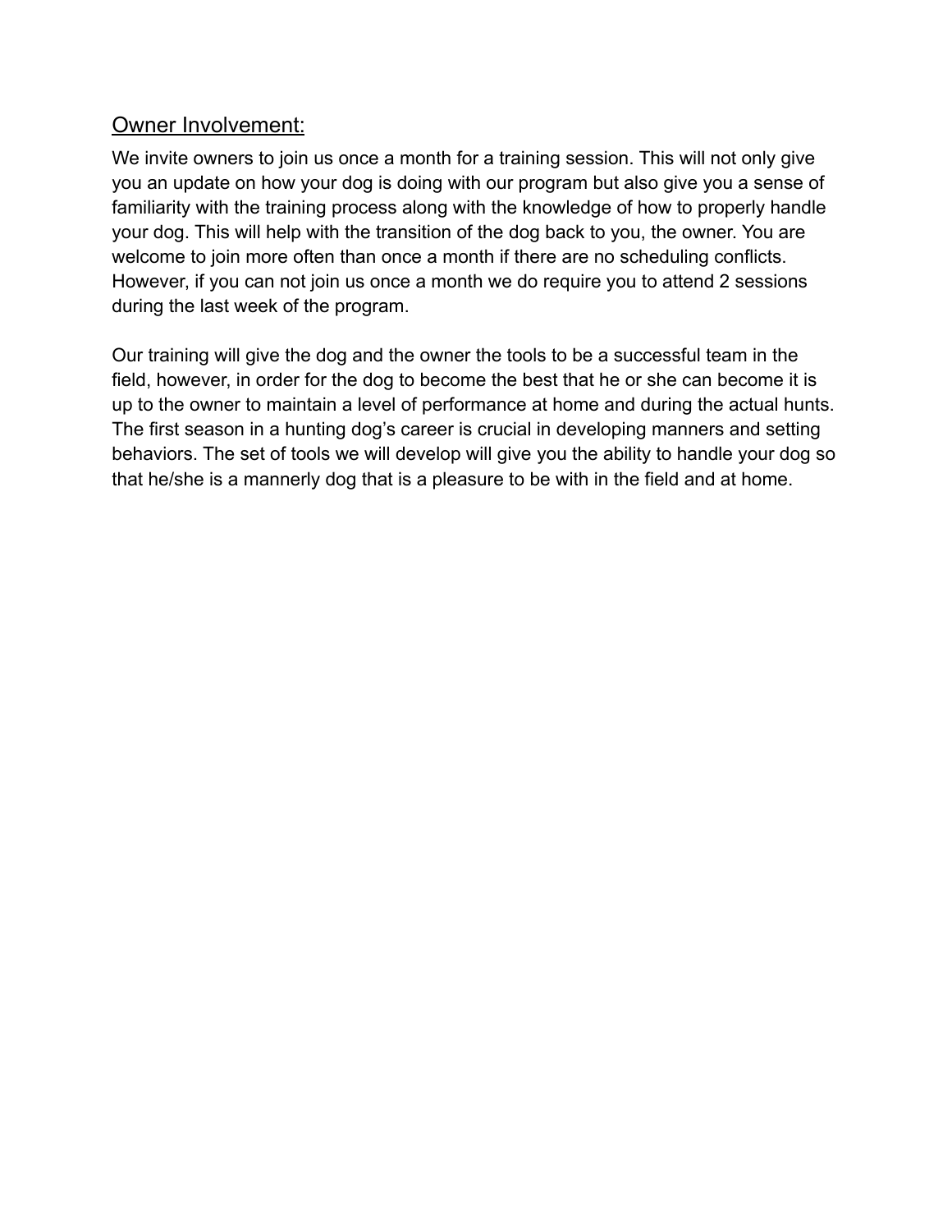## Owner Involvement:

We invite owners to join us once a month for a training session. This will not only give you an update on how your dog is doing with our program but also give you a sense of familiarity with the training process along with the knowledge of how to properly handle your dog. This will help with the transition of the dog back to you, the owner. You are welcome to join more often than once a month if there are no scheduling conflicts. However, if you can not join us once a month we do require you to attend 2 sessions during the last week of the program.

Our training will give the dog and the owner the tools to be a successful team in the field, however, in order for the dog to become the best that he or she can become it is up to the owner to maintain a level of performance at home and during the actual hunts. The first season in a hunting dog's career is crucial in developing manners and setting behaviors. The set of tools we will develop will give you the ability to handle your dog so that he/she is a mannerly dog that is a pleasure to be with in the field and at home.